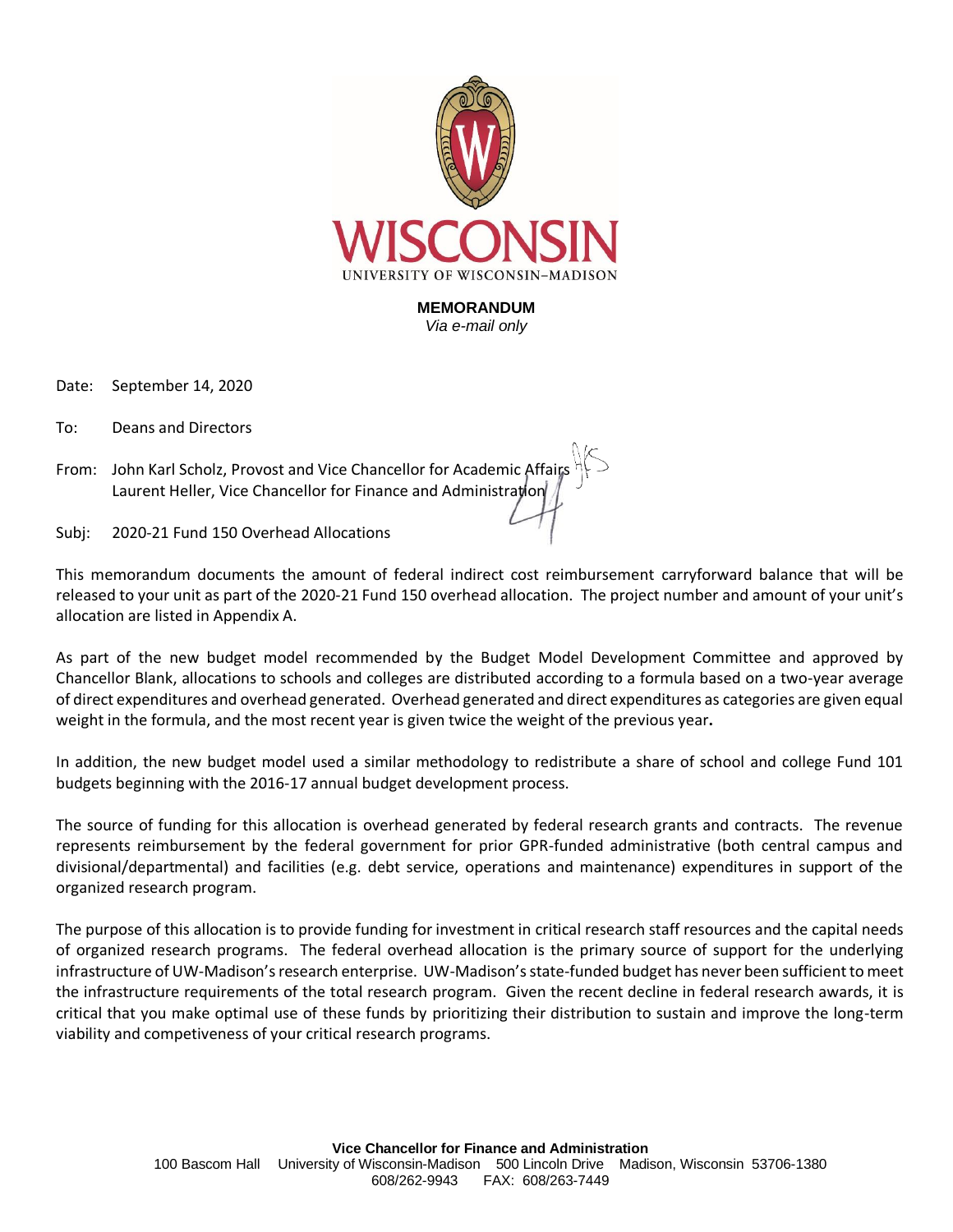WISCONSIN

UNIVERSITY OF WISCONSIN–MADISON

**MEMORANDUM**
*Via e-mail only*

Date: September 14, 2020

To: Deans and Directors

From: John Karl Scholz, Provost and Vice Chancellor for Academic Affairs
Laurent Heller, Vice Chancellor for Finance and Administration

Subj: 2020-21 Fund 150 Overhead Allocations

This memorandum documents the amount of federal indirect cost reimbursement carryforward balance that will be released to your unit as part of the 2020-21 Fund 150 overhead allocation. The project number and amount of your unit's allocation are listed in Appendix A.

As part of the new budget model recommended by the Budget Model Development Committee and approved by Chancellor Blank, allocations to schools and colleges are distributed according to a formula based on a two-year average of direct expenditures and overhead generated. Overhead generated and direct expenditures as categories are given equal weight in the formula, and the most recent year is given twice the weight of the previous year**.**

In addition, the new budget model used a similar methodology to redistribute a share of school and college Fund 101 budgets beginning with the 2016-17 annual budget development process.

The source of funding for this allocation is overhead generated by federal research grants and contracts. The revenue represents reimbursement by the federal government for prior GPR-funded administrative (both central campus and divisional/departmental) and facilities (e.g. debt service, operations and maintenance) expenditures in support of the organized research program.

The purpose of this allocation is to provide funding for investment in critical research staff resources and the capital needs of organized research programs. The federal overhead allocation is the primary source of support for the underlying infrastructure of UW-Madison's research enterprise. UW-Madison's state-funded budget has never been sufficient to meet the infrastructure requirements of the total research program. Given the recent decline in federal research awards, it is critical that you make optimal use of these funds by prioritizing their distribution to sustain and improve the long-term viability and competiveness of your critical research programs.

**Vice Chancellor for Finance and Administration**
100 Bascom Hall University of Wisconsin-Madison 500 Lincoln Drive Madison, Wisconsin 53706-1380
608/262-9943 FAX: 608/263-7449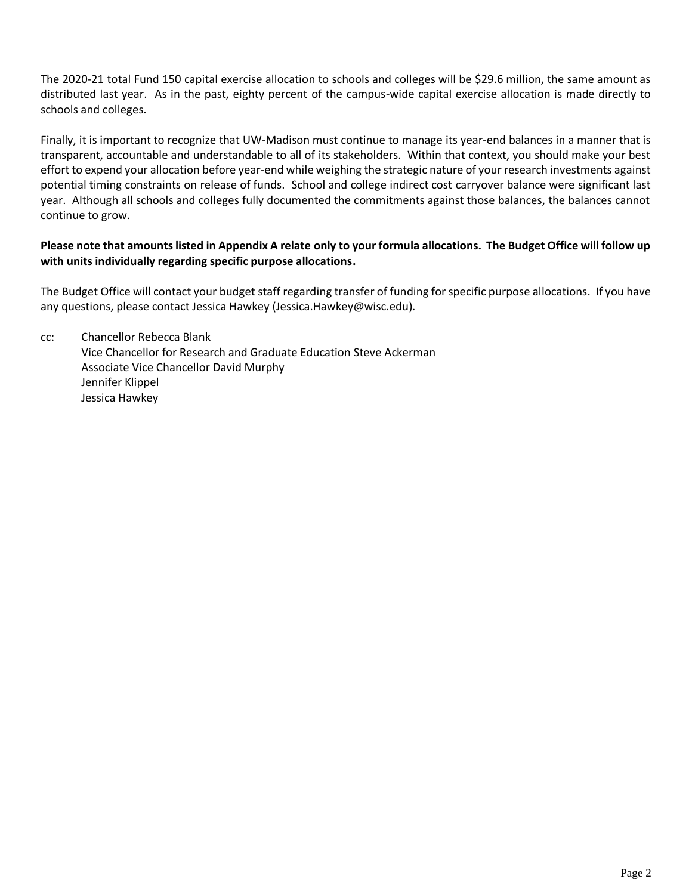The 2020-21 total Fund 150 capital exercise allocation to schools and colleges will be $29.6 million, the same amount as distributed last year. As in the past, eighty percent of the campus-wide capital exercise allocation is made directly to schools and colleges.

Finally, it is important to recognize that UW-Madison must continue to manage its year-end balances in a manner that is transparent, accountable and understandable to all of its stakeholders. Within that context, you should make your best effort to expend your allocation before year-end while weighing the strategic nature of your research investments against potential timing constraints on release of funds. School and college indirect cost carryover balance were significant last year. Although all schools and colleges fully documented the commitments against those balances, the balances cannot continue to grow.

**Please note that amounts listed in Appendix A relate only to your formula allocations. The Budget Office will follow up with units individually regarding specific purpose allocations.**

The Budget Office will contact your budget staff regarding transfer of funding for specific purpose allocations. If you have any questions, please contact Jessica Hawkey (Jessica.Hawkey@wisc.edu).

cc: Chancellor Rebecca Blank
Vice Chancellor for Research and Graduate Education Steve Ackerman
Associate Vice Chancellor David Murphy
Jennifer Klippel
Jessica Hawkey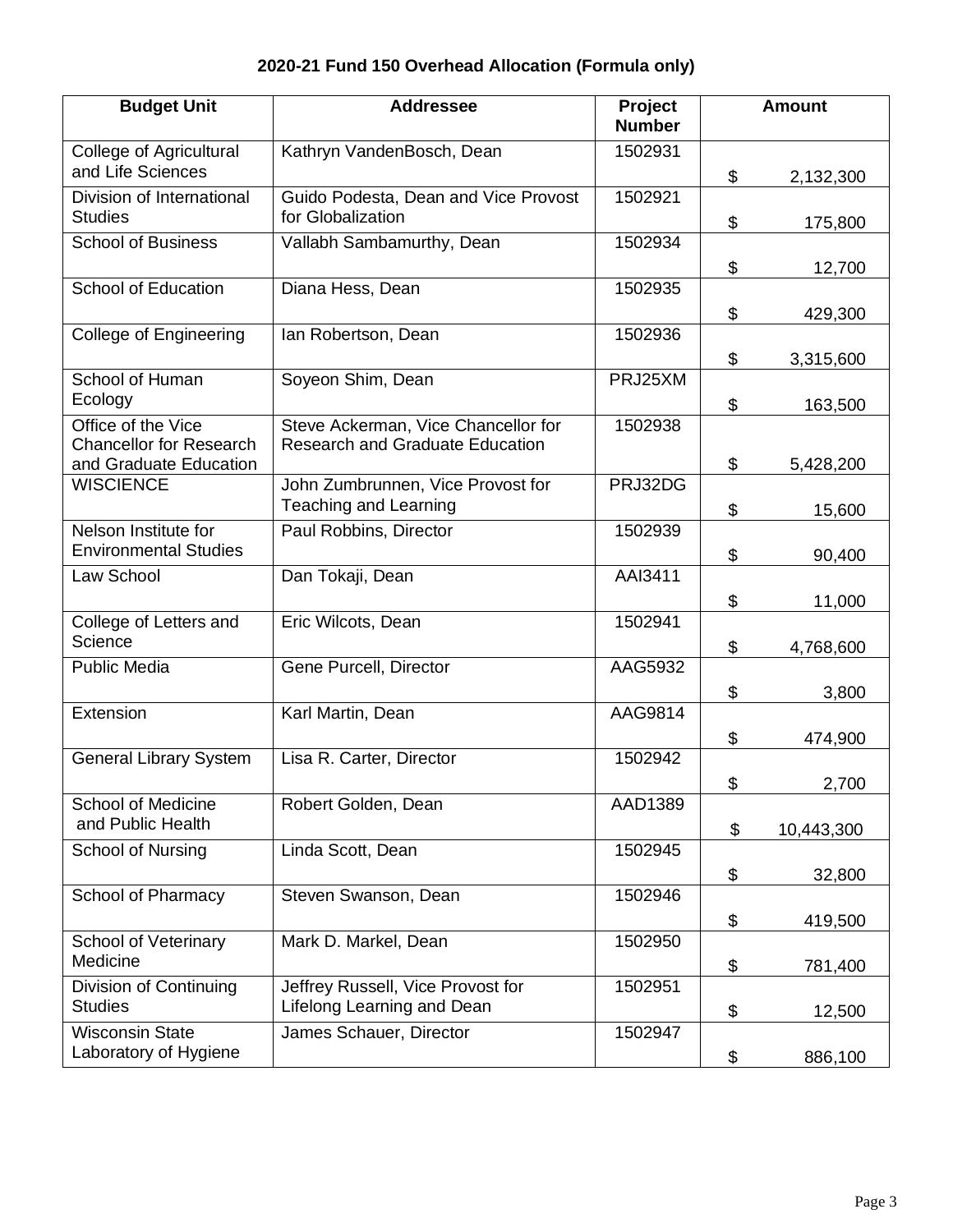**2020-21 Fund 150 Overhead Allocation (Formula only)**

| Budget Unit | Addressee | Project Number | Amount |
|---|---|---|---|
| College of Agricultural and Life Sciences | Kathryn VandenBosch, Dean | 1502931 | $ 2,132,300 |
| Division of International Studies | Guido Podesta, Dean and Vice Provost for Globalization | 1502921 | $ 175,800 |
| School of Business | Vallabh Sambamurthy, Dean | 1502934 | $ 12,700 |
| School of Education | Diana Hess, Dean | 1502935 | $ 429,300 |
| College of Engineering | Ian Robertson, Dean | 1502936 | $ 3,315,600 |
| School of Human Ecology | Soyeon Shim, Dean | PRJ25XM | $ 163,500 |
| Office of the Vice Chancellor for Research and Graduate Education | Steve Ackerman, Vice Chancellor for Research and Graduate Education | 1502938 | $ 5,428,200 |
| WISCIENCE | John Zumbrunnen, Vice Provost for Teaching and Learning | PRJ32DG | $ 15,600 |
| Nelson Institute for Environmental Studies | Paul Robbins, Director | 1502939 | $ 90,400 |
| Law School | Dan Tokaji, Dean | AAI3411 | $ 11,000 |
| College of Letters and Science | Eric Wilcots, Dean | 1502941 | $ 4,768,600 |
| Public Media | Gene Purcell, Director | AAG5932 | $ 3,800 |
| Extension | Karl Martin, Dean | AAG9814 | $ 474,900 |
| General Library System | Lisa R. Carter, Director | 1502942 | $ 2,700 |
| School of Medicine and Public Health | Robert Golden, Dean | AAD1389 | $ 10,443,300 |
| School of Nursing | Linda Scott, Dean | 1502945 | $ 32,800 |
| School of Pharmacy | Steven Swanson, Dean | 1502946 | $ 419,500 |
| School of Veterinary Medicine | Mark D. Markel, Dean | 1502950 | $ 781,400 |
| Division of Continuing Studies | Jeffrey Russell, Vice Provost for Lifelong Learning and Dean | 1502951 | $ 12,500 |
| Wisconsin State Laboratory of Hygiene | James Schauer, Director | 1502947 | $ 886,100 |